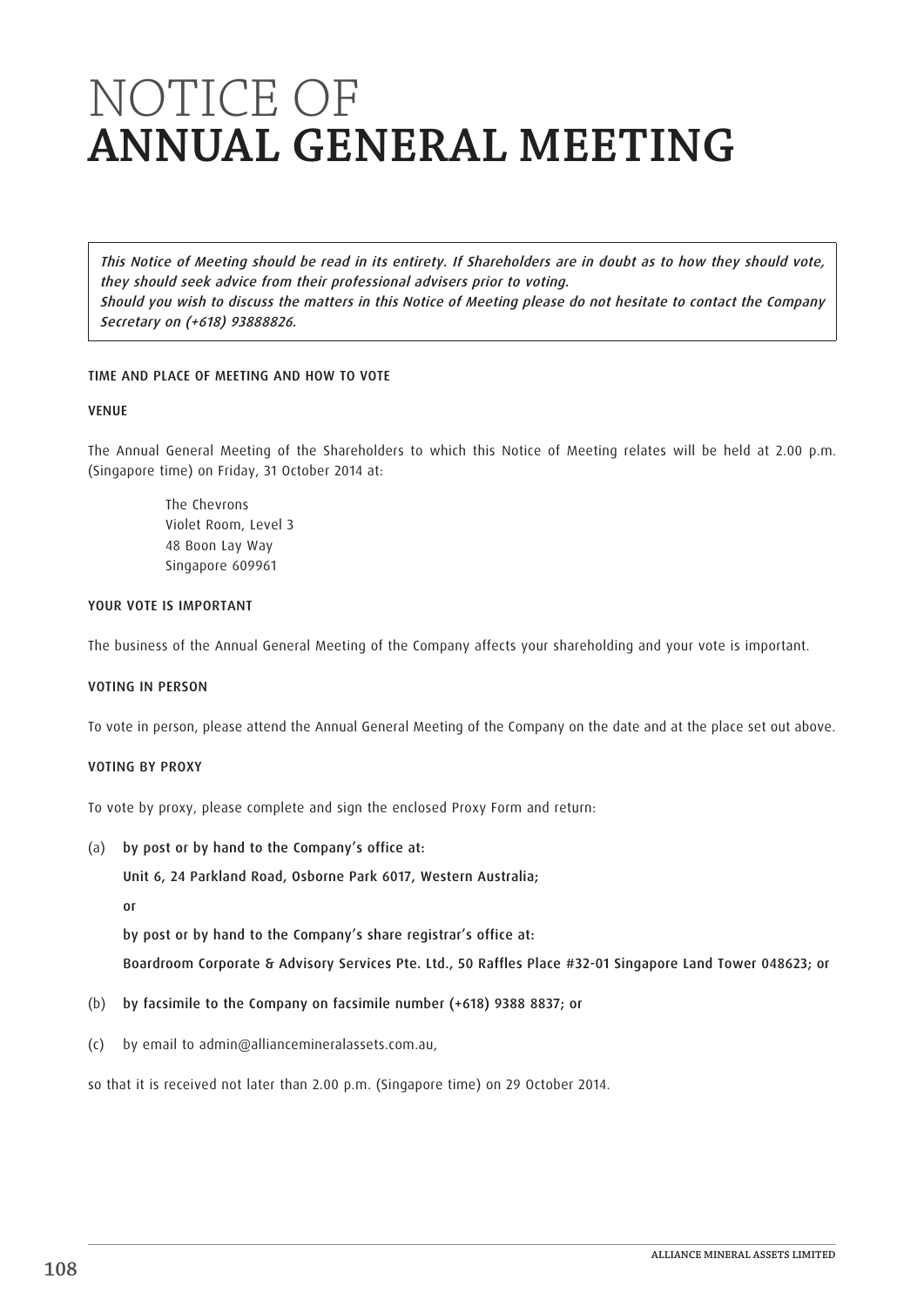# NOTICE OF ANNUAL GENERAL MEETING

*This Notice of Meeting should be read in its entirety. If Shareholders are in doubt as to how they should vote, they should seek advice from their professional advisers prior to voting.*
*Should you wish to discuss the matters in this Notice of Meeting please do not hesitate to contact the Company Secretary on (+618) 93888826.*

## TIME AND PLACE OF MEETING AND HOW TO VOTE

### VENUE

The Annual General Meeting of the Shareholders to which this Notice of Meeting relates will be held at 2.00 p.m. (Singapore time) on Friday, 31 October 2014 at:

The Chevrons
Violet Room, Level 3
48 Boon Lay Way
Singapore 609961

### YOUR VOTE IS IMPORTANT

The business of the Annual General Meeting of the Company affects your shareholding and your vote is important.

### VOTING IN PERSON

To vote in person, please attend the Annual General Meeting of the Company on the date and at the place set out above.

### VOTING BY PROXY

To vote by proxy, please complete and sign the enclosed Proxy Form and return:

(a) **by post or by hand to the Company's office at:**

**Unit 6, 24 Parkland Road, Osborne Park 6017, Western Australia;**

**or**

**by post or by hand to the Company's share registrar's office at:**

**Boardroom Corporate & Advisory Services Pte. Ltd., 50 Raffles Place #32-01 Singapore Land Tower 048623; or**

(b) **by facsimile to the Company on facsimile number (+618) 9388 8837; or**

(c) by email to admin@alliancemineralassets.com.au,

so that it is received not later than 2.00 p.m. (Singapore time) on 29 October 2014.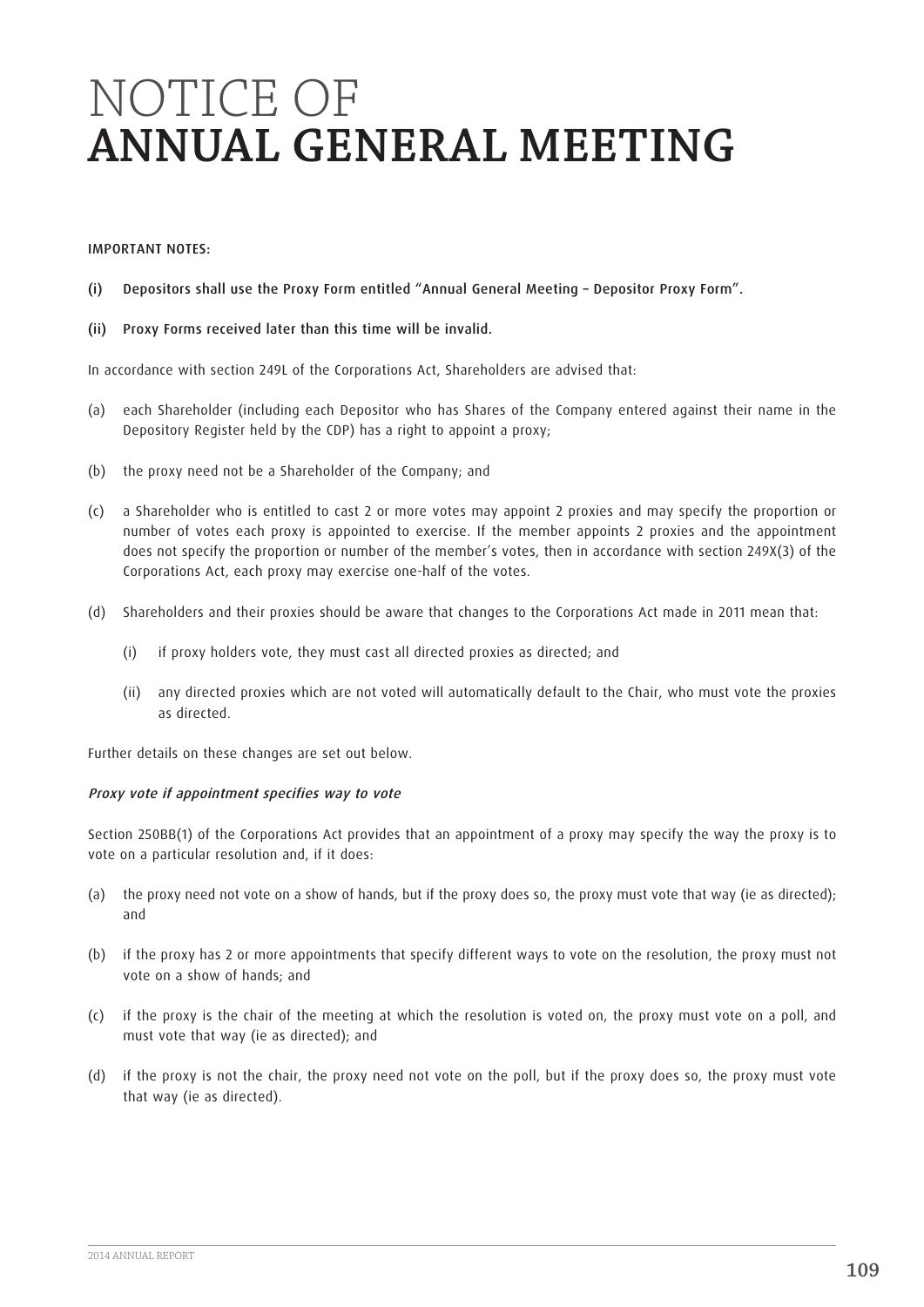# NOTICE OF ANNUAL GENERAL MEETING

IMPORTANT NOTES:

**(i) Depositors shall use the Proxy Form entitled "Annual General Meeting – Depositor Proxy Form".**

**(ii) Proxy Forms received later than this time will be invalid.**

In accordance with section 249L of the Corporations Act, Shareholders are advised that:

(a) each Shareholder (including each Depositor who has Shares of the Company entered against their name in the Depository Register held by the CDP) has a right to appoint a proxy;

(b) the proxy need not be a Shareholder of the Company; and

(c) a Shareholder who is entitled to cast 2 or more votes may appoint 2 proxies and may specify the proportion or number of votes each proxy is appointed to exercise. If the member appoints 2 proxies and the appointment does not specify the proportion or number of the member's votes, then in accordance with section 249X(3) of the Corporations Act, each proxy may exercise one-half of the votes.

(d) Shareholders and their proxies should be aware that changes to the Corporations Act made in 2011 mean that:

   (i) if proxy holders vote, they must cast all directed proxies as directed; and

   (ii) any directed proxies which are not voted will automatically default to the Chair, who must vote the proxies as directed.

Further details on these changes are set out below.

*Proxy vote if appointment specifies way to vote*

Section 250BB(1) of the Corporations Act provides that an appointment of a proxy may specify the way the proxy is to vote on a particular resolution and, if it does:

(a) the proxy need not vote on a show of hands, but if the proxy does so, the proxy must vote that way (ie as directed); and

(b) if the proxy has 2 or more appointments that specify different ways to vote on the resolution, the proxy must not vote on a show of hands; and

(c) if the proxy is the chair of the meeting at which the resolution is voted on, the proxy must vote on a poll, and must vote that way (ie as directed); and

(d) if the proxy is not the chair, the proxy need not vote on the poll, but if the proxy does so, the proxy must vote that way (ie as directed).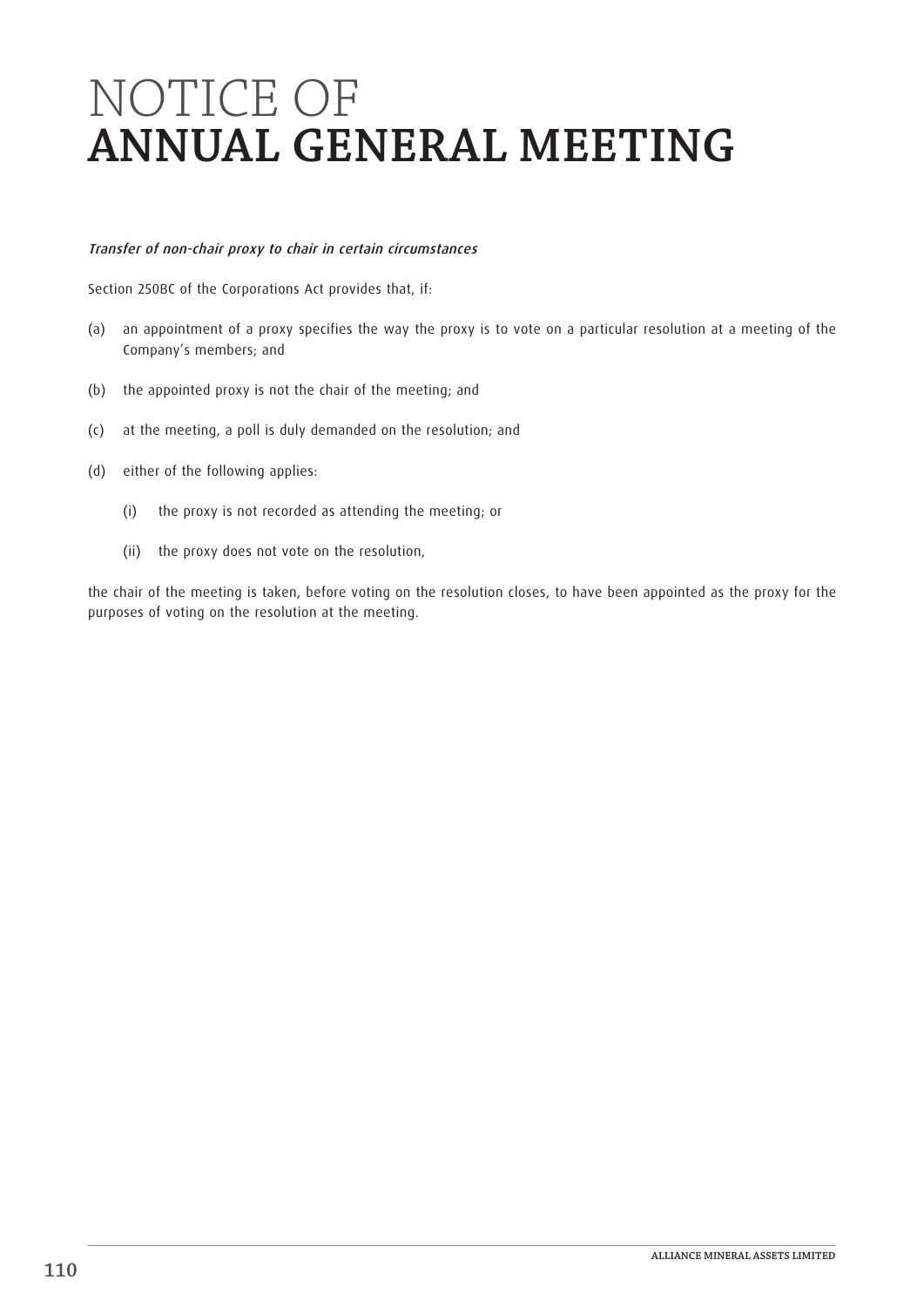# NOTICE OF ANNUAL GENERAL MEETING

*Transfer of non-chair proxy to chair in certain circumstances*

Section 250BC of the Corporations Act provides that, if:

(a) an appointment of a proxy specifies the way the proxy is to vote on a particular resolution at a meeting of the Company's members; and

(b) the appointed proxy is not the chair of the meeting; and

(c) at the meeting, a poll is duly demanded on the resolution; and

(d) either of the following applies:

  (i) the proxy is not recorded as attending the meeting; or

  (ii) the proxy does not vote on the resolution,

the chair of the meeting is taken, before voting on the resolution closes, to have been appointed as the proxy for the purposes of voting on the resolution at the meeting.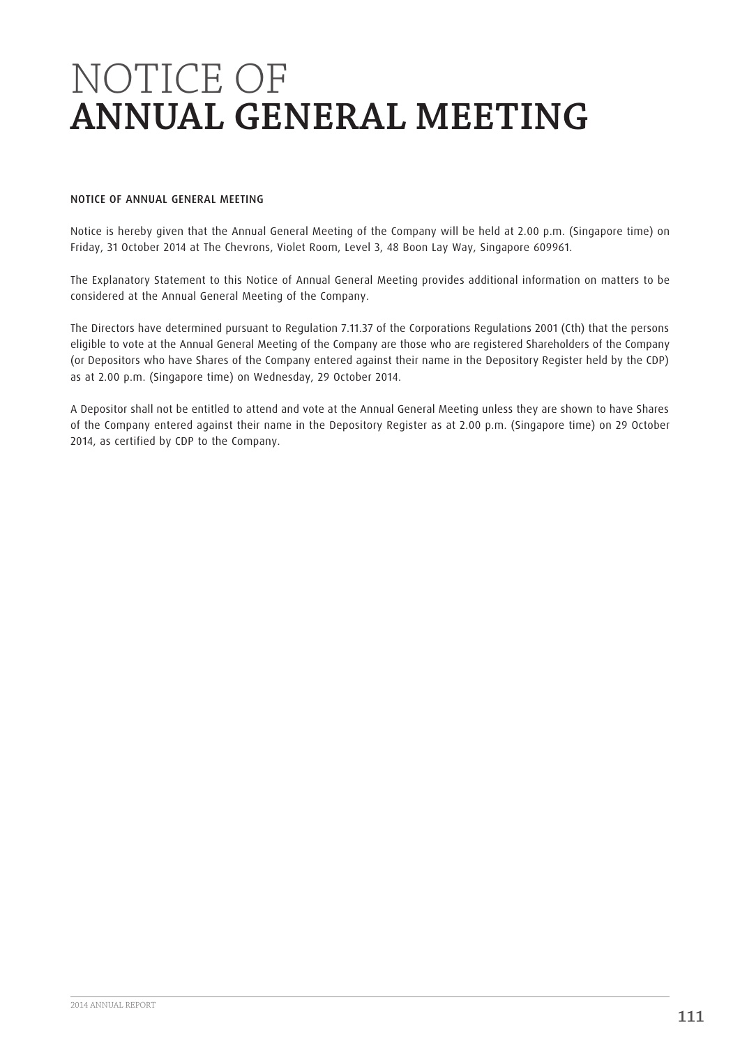# NOTICE OF ANNUAL GENERAL MEETING

### NOTICE OF ANNUAL GENERAL MEETING

Notice is hereby given that the Annual General Meeting of the Company will be held at 2.00 p.m. (Singapore time) on Friday, 31 October 2014 at The Chevrons, Violet Room, Level 3, 48 Boon Lay Way, Singapore 609961.

The Explanatory Statement to this Notice of Annual General Meeting provides additional information on matters to be considered at the Annual General Meeting of the Company.

The Directors have determined pursuant to Regulation 7.11.37 of the Corporations Regulations 2001 (Cth) that the persons eligible to vote at the Annual General Meeting of the Company are those who are registered Shareholders of the Company (or Depositors who have Shares of the Company entered against their name in the Depository Register held by the CDP) as at 2.00 p.m. (Singapore time) on Wednesday, 29 October 2014.

A Depositor shall not be entitled to attend and vote at the Annual General Meeting unless they are shown to have Shares of the Company entered against their name in the Depository Register as at 2.00 p.m. (Singapore time) on 29 October 2014, as certified by CDP to the Company.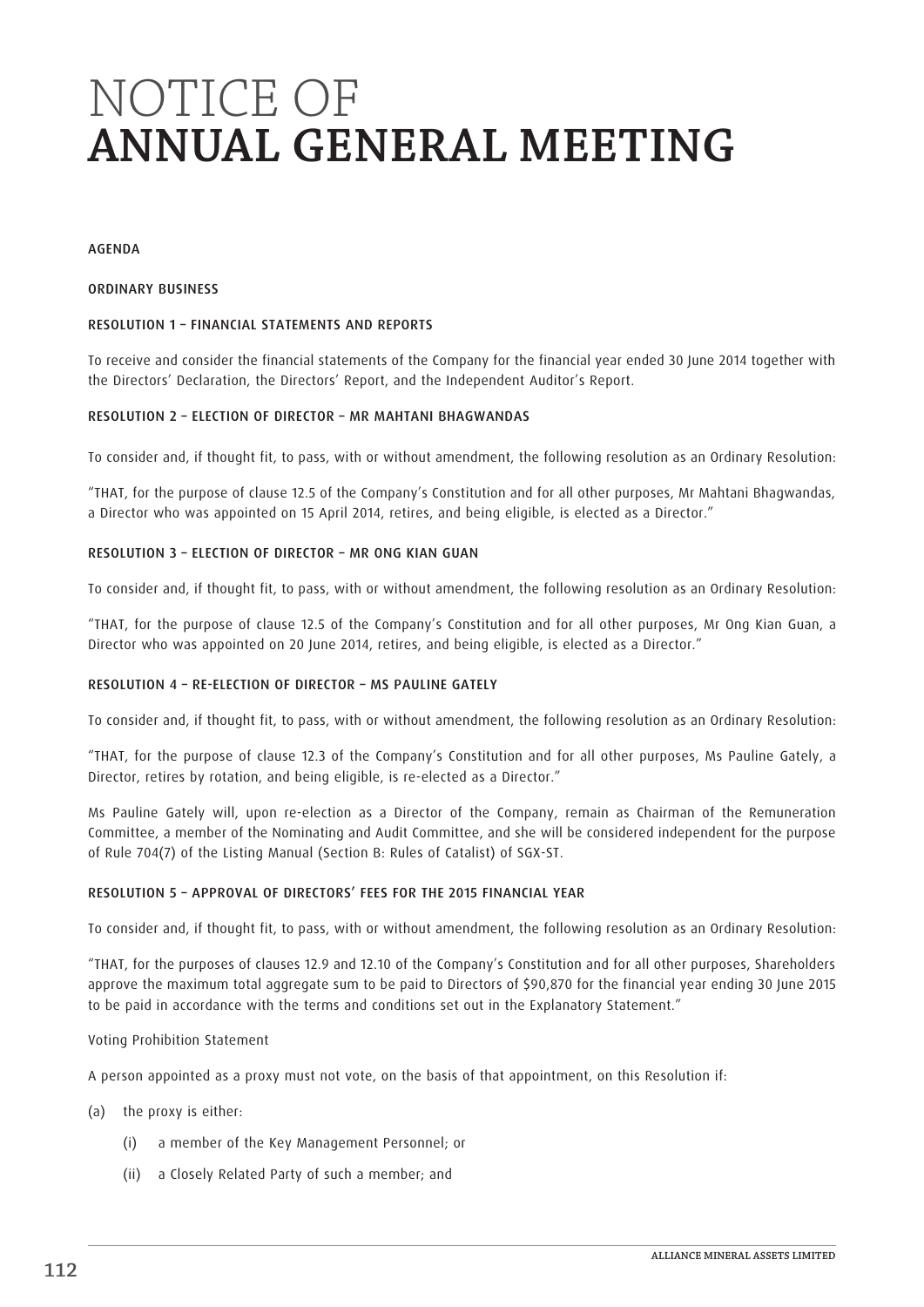# NOTICE OF
# ANNUAL GENERAL MEETING

AGENDA

ORDINARY BUSINESS

### RESOLUTION 1 – FINANCIAL STATEMENTS AND REPORTS

To receive and consider the financial statements of the Company for the financial year ended 30 June 2014 together with the Directors' Declaration, the Directors' Report, and the Independent Auditor's Report.

### RESOLUTION 2 – ELECTION OF DIRECTOR – MR MAHTANI BHAGWANDAS

To consider and, if thought fit, to pass, with or without amendment, the following resolution as an Ordinary Resolution:

"THAT, for the purpose of clause 12.5 of the Company's Constitution and for all other purposes, Mr Mahtani Bhagwandas, a Director who was appointed on 15 April 2014, retires, and being eligible, is elected as a Director."

### RESOLUTION 3 – ELECTION OF DIRECTOR – MR ONG KIAN GUAN

To consider and, if thought fit, to pass, with or without amendment, the following resolution as an Ordinary Resolution:

"THAT, for the purpose of clause 12.5 of the Company's Constitution and for all other purposes, Mr Ong Kian Guan, a Director who was appointed on 20 June 2014, retires, and being eligible, is elected as a Director."

### RESOLUTION 4 – RE-ELECTION OF DIRECTOR – MS PAULINE GATELY

To consider and, if thought fit, to pass, with or without amendment, the following resolution as an Ordinary Resolution:

"THAT, for the purpose of clause 12.3 of the Company's Constitution and for all other purposes, Ms Pauline Gately, a Director, retires by rotation, and being eligible, is re-elected as a Director."

Ms Pauline Gately will, upon re-election as a Director of the Company, remain as Chairman of the Remuneration Committee, a member of the Nominating and Audit Committee, and she will be considered independent for the purpose of Rule 704(7) of the Listing Manual (Section B: Rules of Catalist) of SGX-ST.

### RESOLUTION 5 – APPROVAL OF DIRECTORS' FEES FOR THE 2015 FINANCIAL YEAR

To consider and, if thought fit, to pass, with or without amendment, the following resolution as an Ordinary Resolution:

"THAT, for the purposes of clauses 12.9 and 12.10 of the Company's Constitution and for all other purposes, Shareholders approve the maximum total aggregate sum to be paid to Directors of $90,870 for the financial year ending 30 June 2015 to be paid in accordance with the terms and conditions set out in the Explanatory Statement."

Voting Prohibition Statement

A person appointed as a proxy must not vote, on the basis of that appointment, on this Resolution if:

(a) the proxy is either:

  (i) a member of the Key Management Personnel; or

  (ii) a Closely Related Party of such a member; and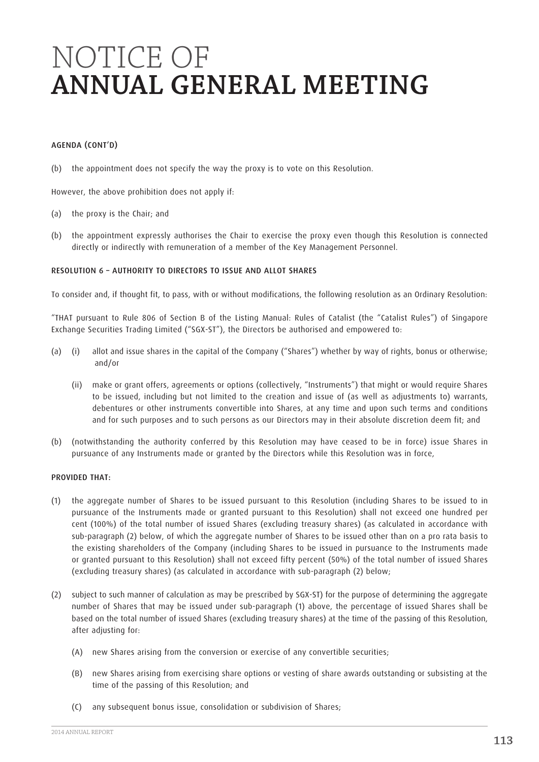# NOTICE OF ANNUAL GENERAL MEETING

AGENDA (CONT'D)

(b) the appointment does not specify the way the proxy is to vote on this Resolution.

However, the above prohibition does not apply if:

(a) the proxy is the Chair; and

(b) the appointment expressly authorises the Chair to exercise the proxy even though this Resolution is connected directly or indirectly with remuneration of a member of the Key Management Personnel.

RESOLUTION 6 – AUTHORITY TO DIRECTORS TO ISSUE AND ALLOT SHARES

To consider and, if thought fit, to pass, with or without modifications, the following resolution as an Ordinary Resolution:

"THAT pursuant to Rule 806 of Section B of the Listing Manual: Rules of Catalist (the "Catalist Rules") of Singapore Exchange Securities Trading Limited ("SGX-ST"), the Directors be authorised and empowered to:

(a) (i) allot and issue shares in the capital of the Company ("Shares") whether by way of rights, bonus or otherwise; and/or

(ii) make or grant offers, agreements or options (collectively, "Instruments") that might or would require Shares to be issued, including but not limited to the creation and issue of (as well as adjustments to) warrants, debentures or other instruments convertible into Shares, at any time and upon such terms and conditions and for such purposes and to such persons as our Directors may in their absolute discretion deem fit; and

(b) (notwithstanding the authority conferred by this Resolution may have ceased to be in force) issue Shares in pursuance of any Instruments made or granted by the Directors while this Resolution was in force,

PROVIDED THAT:

(1) the aggregate number of Shares to be issued pursuant to this Resolution (including Shares to be issued to in pursuance of the Instruments made or granted pursuant to this Resolution) shall not exceed one hundred per cent (100%) of the total number of issued Shares (excluding treasury shares) (as calculated in accordance with sub-paragraph (2) below, of which the aggregate number of Shares to be issued other than on a pro rata basis to the existing shareholders of the Company (including Shares to be issued in pursuance to the Instruments made or granted pursuant to this Resolution) shall not exceed fifty percent (50%) of the total number of issued Shares (excluding treasury shares) (as calculated in accordance with sub-paragraph (2) below;

(2) subject to such manner of calculation as may be prescribed by SGX-ST) for the purpose of determining the aggregate number of Shares that may be issued under sub-paragraph (1) above, the percentage of issued Shares shall be based on the total number of issued Shares (excluding treasury shares) at the time of the passing of this Resolution, after adjusting for:

(A) new Shares arising from the conversion or exercise of any convertible securities;

(B) new Shares arising from exercising share options or vesting of share awards outstanding or subsisting at the time of the passing of this Resolution; and

(C) any subsequent bonus issue, consolidation or subdivision of Shares;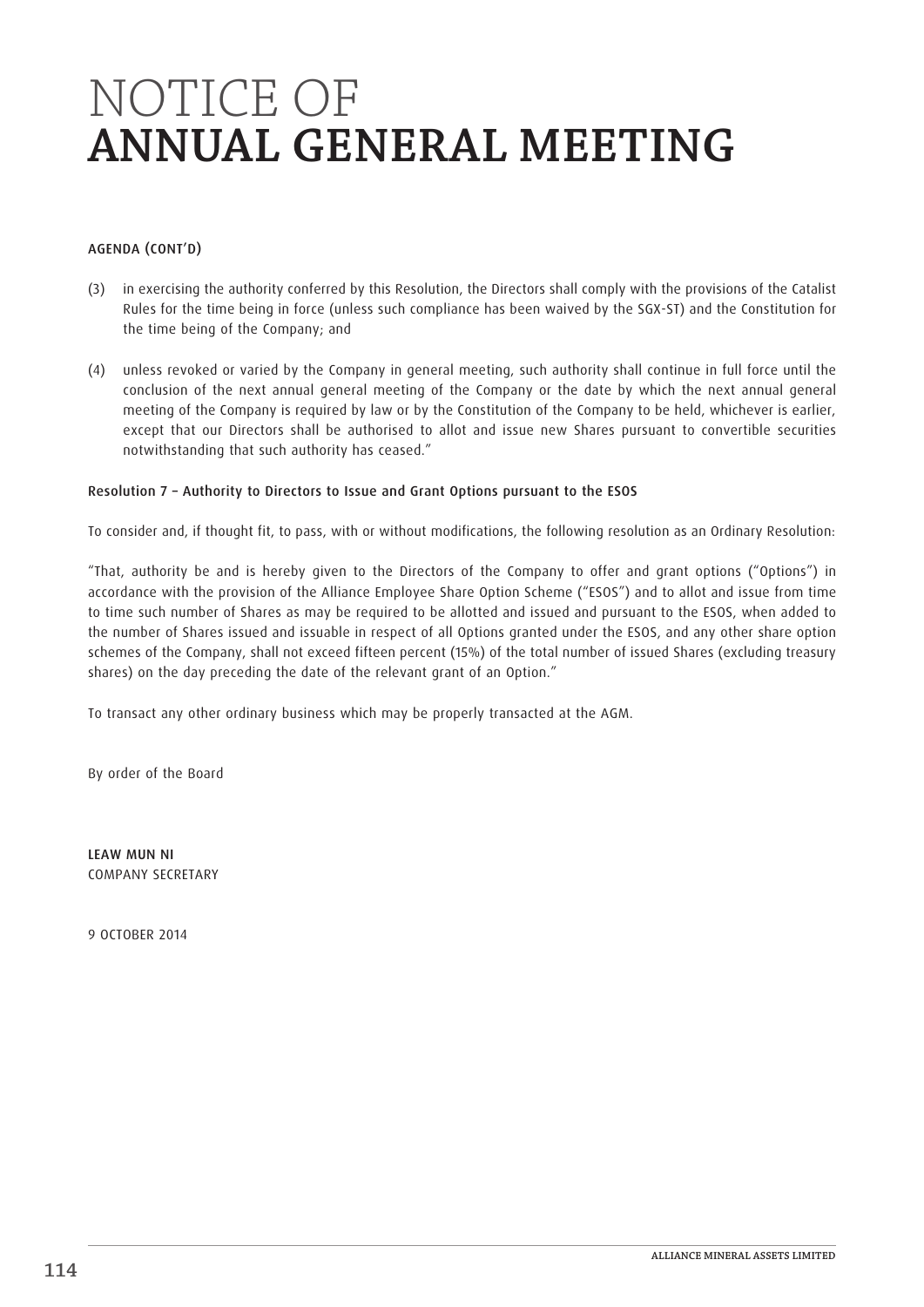# NOTICE OF ANNUAL GENERAL MEETING

AGENDA (CONT'D)

(3) in exercising the authority conferred by this Resolution, the Directors shall comply with the provisions of the Catalist Rules for the time being in force (unless such compliance has been waived by the SGX-ST) and the Constitution for the time being of the Company; and

(4) unless revoked or varied by the Company in general meeting, such authority shall continue in full force until the conclusion of the next annual general meeting of the Company or the date by which the next annual general meeting of the Company is required by law or by the Constitution of the Company to be held, whichever is earlier, except that our Directors shall be authorised to allot and issue new Shares pursuant to convertible securities notwithstanding that such authority has ceased."

**Resolution 7 – Authority to Directors to Issue and Grant Options pursuant to the ESOS**

To consider and, if thought fit, to pass, with or without modifications, the following resolution as an Ordinary Resolution:

"That, authority be and is hereby given to the Directors of the Company to offer and grant options ("Options") in accordance with the provision of the Alliance Employee Share Option Scheme ("ESOS") and to allot and issue from time to time such number of Shares as may be required to be allotted and issued and pursuant to the ESOS, when added to the number of Shares issued and issuable in respect of all Options granted under the ESOS, and any other share option schemes of the Company, shall not exceed fifteen percent (15%) of the total number of issued Shares (excluding treasury shares) on the day preceding the date of the relevant grant of an Option."

To transact any other ordinary business which may be properly transacted at the AGM.

By order of the Board

**LEAW MUN NI**
COMPANY SECRETARY

9 OCTOBER 2014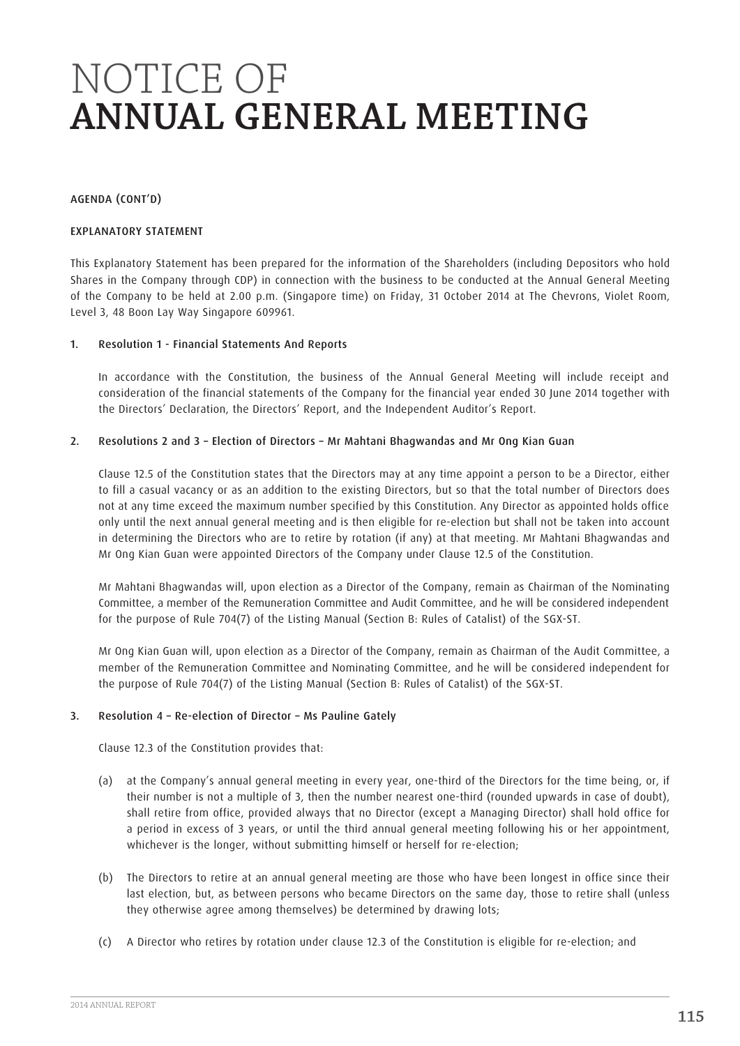# NOTICE OF ANNUAL GENERAL MEETING

AGENDA (CONT'D)

EXPLANATORY STATEMENT

This Explanatory Statement has been prepared for the information of the Shareholders (including Depositors who hold Shares in the Company through CDP) in connection with the business to be conducted at the Annual General Meeting of the Company to be held at 2.00 p.m. (Singapore time) on Friday, 31 October 2014 at The Chevrons, Violet Room, Level 3, 48 Boon Lay Way Singapore 609961.

1. Resolution 1 - Financial Statements And Reports

   In accordance with the Constitution, the business of the Annual General Meeting will include receipt and consideration of the financial statements of the Company for the financial year ended 30 June 2014 together with the Directors' Declaration, the Directors' Report, and the Independent Auditor's Report.

2. Resolutions 2 and 3 – Election of Directors – Mr Mahtani Bhagwandas and Mr Ong Kian Guan

   Clause 12.5 of the Constitution states that the Directors may at any time appoint a person to be a Director, either to fill a casual vacancy or as an addition to the existing Directors, but so that the total number of Directors does not at any time exceed the maximum number specified by this Constitution. Any Director as appointed holds office only until the next annual general meeting and is then eligible for re-election but shall not be taken into account in determining the Directors who are to retire by rotation (if any) at that meeting. Mr Mahtani Bhagwandas and Mr Ong Kian Guan were appointed Directors of the Company under Clause 12.5 of the Constitution.

   Mr Mahtani Bhagwandas will, upon election as a Director of the Company, remain as Chairman of the Nominating Committee, a member of the Remuneration Committee and Audit Committee, and he will be considered independent for the purpose of Rule 704(7) of the Listing Manual (Section B: Rules of Catalist) of the SGX-ST.

   Mr Ong Kian Guan will, upon election as a Director of the Company, remain as Chairman of the Audit Committee, a member of the Remuneration Committee and Nominating Committee, and he will be considered independent for the purpose of Rule 704(7) of the Listing Manual (Section B: Rules of Catalist) of the SGX-ST.

3. Resolution 4 – Re-election of Director – Ms Pauline Gately

   Clause 12.3 of the Constitution provides that:

   (a) at the Company's annual general meeting in every year, one-third of the Directors for the time being, or, if their number is not a multiple of 3, then the number nearest one-third (rounded upwards in case of doubt), shall retire from office, provided always that no Director (except a Managing Director) shall hold office for a period in excess of 3 years, or until the third annual general meeting following his or her appointment, whichever is the longer, without submitting himself or herself for re-election;

   (b) The Directors to retire at an annual general meeting are those who have been longest in office since their last election, but, as between persons who became Directors on the same day, those to retire shall (unless they otherwise agree among themselves) be determined by drawing lots;

   (c) A Director who retires by rotation under clause 12.3 of the Constitution is eligible for re-election; and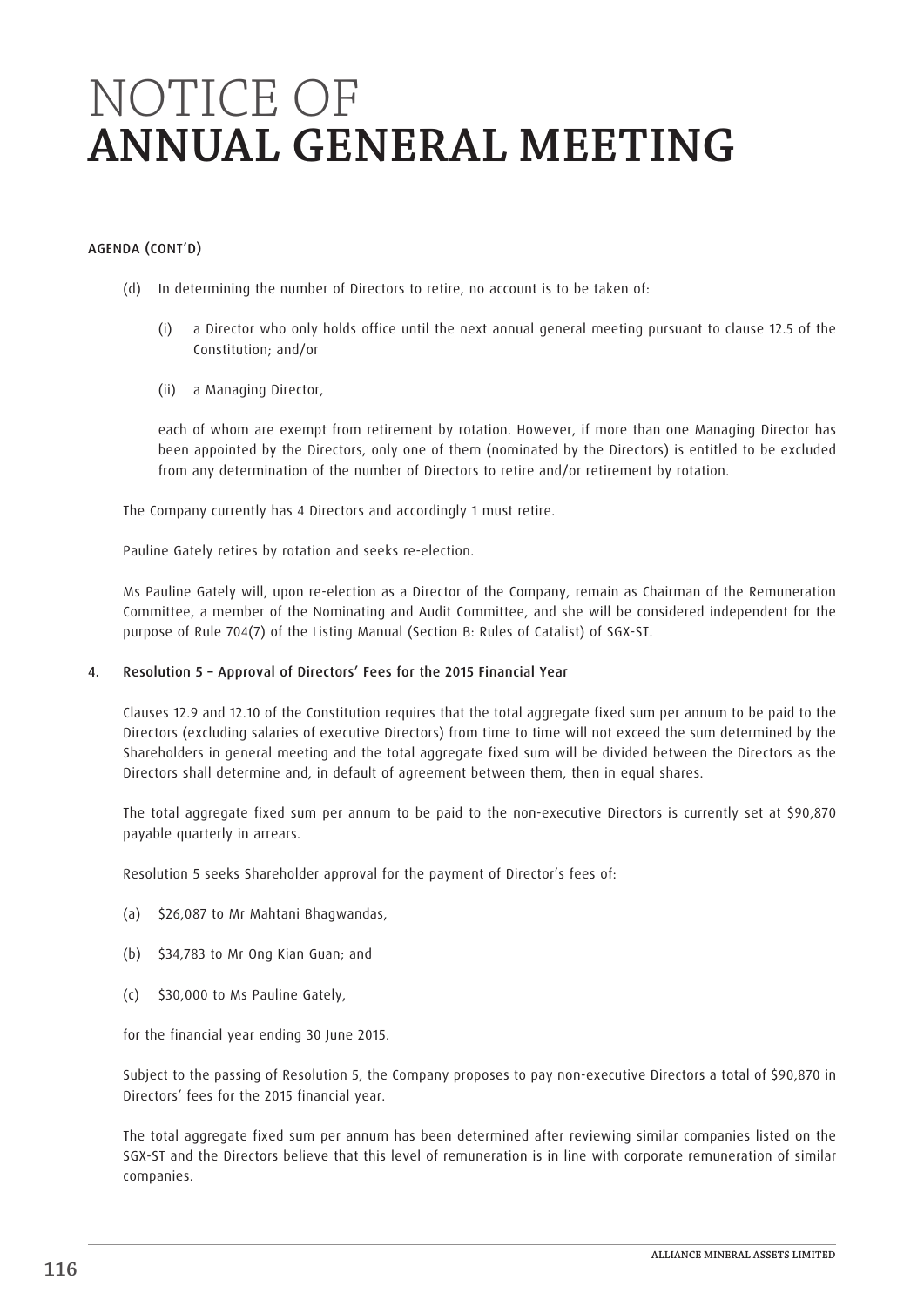# NOTICE OF
# ANNUAL GENERAL MEETING

AGENDA (CONT'D)

(d) In determining the number of Directors to retire, no account is to be taken of:

   (i) a Director who only holds office until the next annual general meeting pursuant to clause 12.5 of the Constitution; and/or

   (ii) a Managing Director,

   each of whom are exempt from retirement by rotation. However, if more than one Managing Director has been appointed by the Directors, only one of them (nominated by the Directors) is entitled to be excluded from any determination of the number of Directors to retire and/or retirement by rotation.

The Company currently has 4 Directors and accordingly 1 must retire.

Pauline Gately retires by rotation and seeks re-election.

Ms Pauline Gately will, upon re-election as a Director of the Company, remain as Chairman of the Remuneration Committee, a member of the Nominating and Audit Committee, and she will be considered independent for the purpose of Rule 704(7) of the Listing Manual (Section B: Rules of Catalist) of SGX-ST.

4. Resolution 5 – Approval of Directors' Fees for the 2015 Financial Year

Clauses 12.9 and 12.10 of the Constitution requires that the total aggregate fixed sum per annum to be paid to the Directors (excluding salaries of executive Directors) from time to time will not exceed the sum determined by the Shareholders in general meeting and the total aggregate fixed sum will be divided between the Directors as the Directors shall determine and, in default of agreement between them, then in equal shares.

The total aggregate fixed sum per annum to be paid to the non-executive Directors is currently set at $90,870 payable quarterly in arrears.

Resolution 5 seeks Shareholder approval for the payment of Director's fees of:

(a) $26,087 to Mr Mahtani Bhagwandas,

(b) $34,783 to Mr Ong Kian Guan; and

(c) $30,000 to Ms Pauline Gately,

for the financial year ending 30 June 2015.

Subject to the passing of Resolution 5, the Company proposes to pay non-executive Directors a total of $90,870 in Directors' fees for the 2015 financial year.

The total aggregate fixed sum per annum has been determined after reviewing similar companies listed on the SGX-ST and the Directors believe that this level of remuneration is in line with corporate remuneration of similar companies.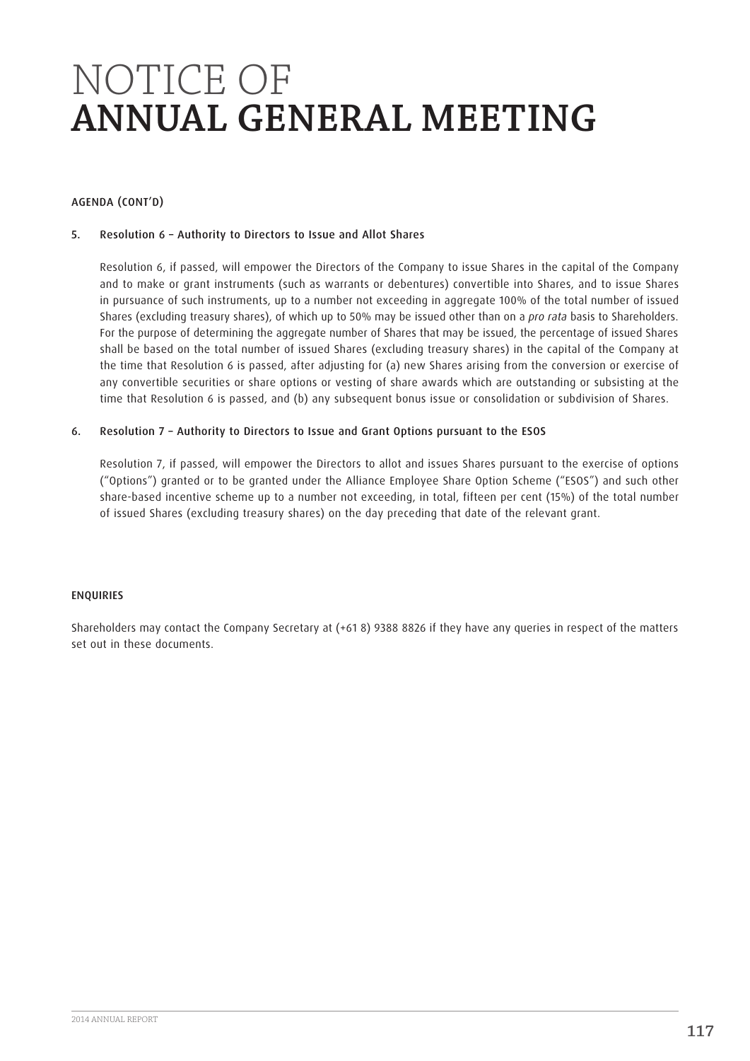# NOTICE OF
# ANNUAL GENERAL MEETING

AGENDA (CONT'D)

5. **Resolution 6 – Authority to Directors to Issue and Allot Shares**

   Resolution 6, if passed, will empower the Directors of the Company to issue Shares in the capital of the Company and to make or grant instruments (such as warrants or debentures) convertible into Shares, and to issue Shares in pursuance of such instruments, up to a number not exceeding in aggregate 100% of the total number of issued Shares (excluding treasury shares), of which up to 50% may be issued other than on a *pro rata* basis to Shareholders. For the purpose of determining the aggregate number of Shares that may be issued, the percentage of issued Shares shall be based on the total number of issued Shares (excluding treasury shares) in the capital of the Company at the time that Resolution 6 is passed, after adjusting for (a) new Shares arising from the conversion or exercise of any convertible securities or share options or vesting of share awards which are outstanding or subsisting at the time that Resolution 6 is passed, and (b) any subsequent bonus issue or consolidation or subdivision of Shares.

6. **Resolution 7 – Authority to Directors to Issue and Grant Options pursuant to the ESOS**

   Resolution 7, if passed, will empower the Directors to allot and issues Shares pursuant to the exercise of options ("Options") granted or to be granted under the Alliance Employee Share Option Scheme ("ESOS") and such other share-based incentive scheme up to a number not exceeding, in total, fifteen per cent (15%) of the total number of issued Shares (excluding treasury shares) on the day preceding that date of the relevant grant.

ENQUIRIES

Shareholders may contact the Company Secretary at (+61 8) 9388 8826 if they have any queries in respect of the matters set out in these documents.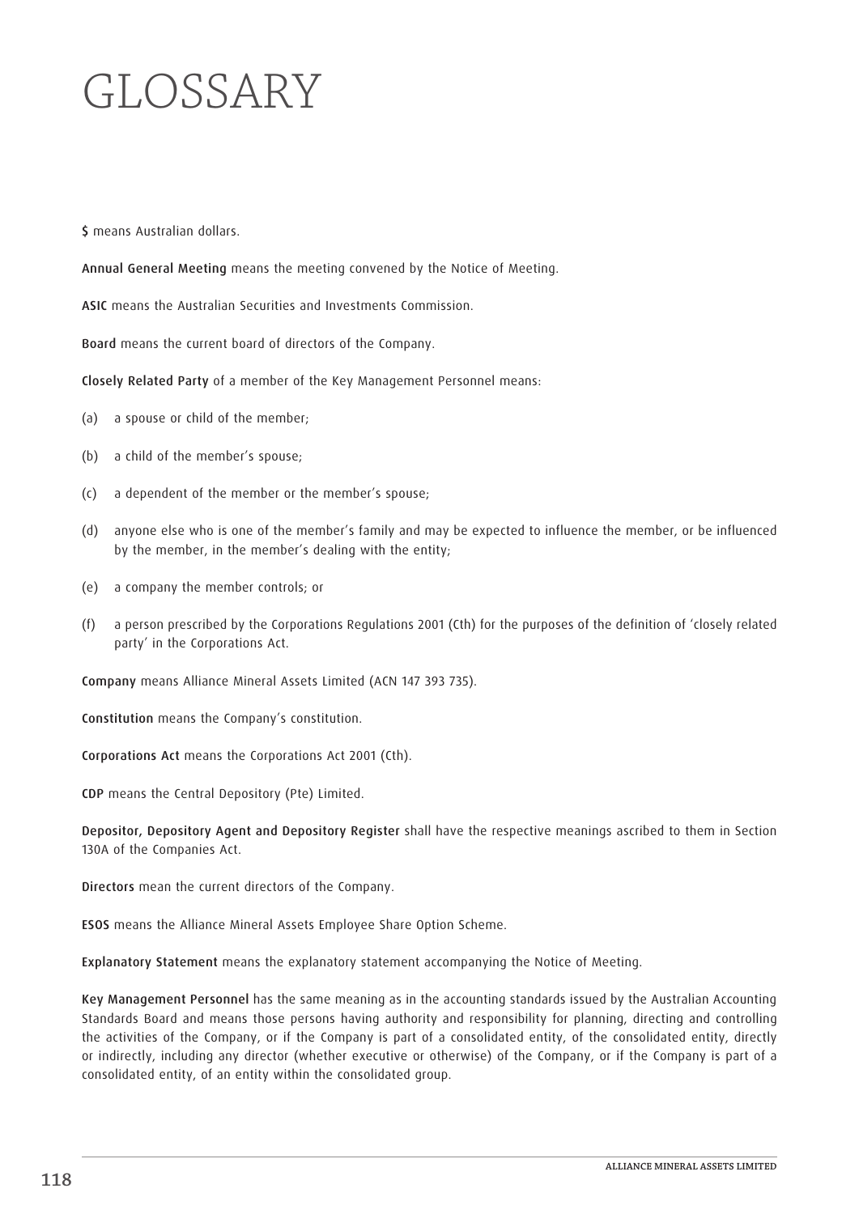# GLOSSARY

**$** means Australian dollars.

**Annual General Meeting** means the meeting convened by the Notice of Meeting.

**ASIC** means the Australian Securities and Investments Commission.

**Board** means the current board of directors of the Company.

**Closely Related Party** of a member of the Key Management Personnel means:

(a) a spouse or child of the member;

(b) a child of the member's spouse;

(c) a dependent of the member or the member's spouse;

(d) anyone else who is one of the member's family and may be expected to influence the member, or be influenced by the member, in the member's dealing with the entity;

(e) a company the member controls; or

(f) a person prescribed by the Corporations Regulations 2001 (Cth) for the purposes of the definition of 'closely related party' in the Corporations Act.

**Company** means Alliance Mineral Assets Limited (ACN 147 393 735).

**Constitution** means the Company's constitution.

**Corporations Act** means the Corporations Act 2001 (Cth).

**CDP** means the Central Depository (Pte) Limited.

**Depositor, Depository Agent and Depository Register** shall have the respective meanings ascribed to them in Section 130A of the Companies Act.

**Directors** mean the current directors of the Company.

**ESOS** means the Alliance Mineral Assets Employee Share Option Scheme.

**Explanatory Statement** means the explanatory statement accompanying the Notice of Meeting.

**Key Management Personnel** has the same meaning as in the accounting standards issued by the Australian Accounting Standards Board and means those persons having authority and responsibility for planning, directing and controlling the activities of the Company, or if the Company is part of a consolidated entity, of the consolidated entity, directly or indirectly, including any director (whether executive or otherwise) of the Company, or if the Company is part of a consolidated entity, of an entity within the consolidated group.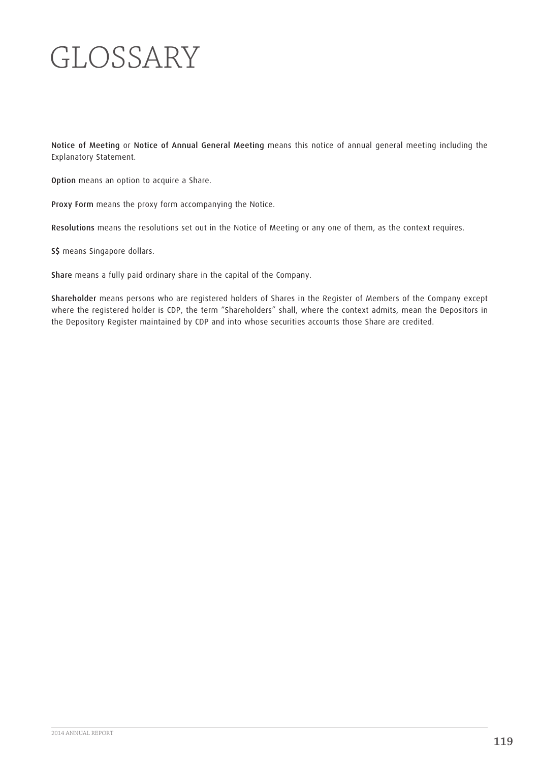# GLOSSARY

**Notice of Meeting** or **Notice of Annual General Meeting** means this notice of annual general meeting including the Explanatory Statement.

**Option** means an option to acquire a Share.

**Proxy Form** means the proxy form accompanying the Notice.

**Resolutions** means the resolutions set out in the Notice of Meeting or any one of them, as the context requires.

**S$** means Singapore dollars.

**Share** means a fully paid ordinary share in the capital of the Company.

**Shareholder** means persons who are registered holders of Shares in the Register of Members of the Company except where the registered holder is CDP, the term "Shareholders" shall, where the context admits, mean the Depositors in the Depository Register maintained by CDP and into whose securities accounts those Share are credited.